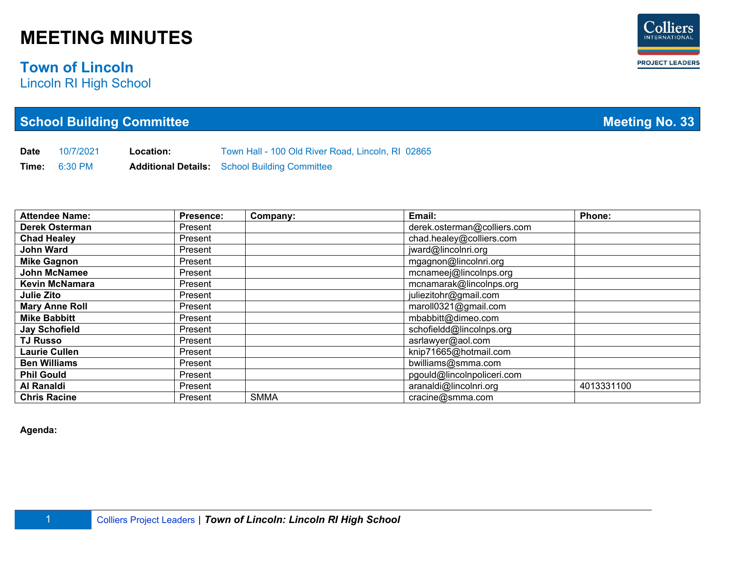# MEETING MINUTES

## Town of Lincoln
Lincoln RI High School

## School Building Committee — Meeting No. 33

**Date** 10/7/2021 **Location:** Town Hall - 100 Old River Road, Lincoln, RI 02865

**Time:** 6:30 PM **Additional Details:** School Building Committee

| Attendee Name: | Presence: | Company: | Email: | Phone: |
|---|---|---|---|---|
| **Derek Osterman** | Present | | derek.osterman@colliers.com | |
| **Chad Healey** | Present | | chad.healey@colliers.com | |
| **John Ward** | Present | | jward@lincolnri.org | |
| **Mike Gagnon** | Present | | mgagnon@lincolnri.org | |
| **John McNamee** | Present | | mcnameej@lincolnps.org | |
| **Kevin McNamara** | Present | | mcnamarak@lincolnps.org | |
| **Julie Zito** | Present | | juliezitohr@gmail.com | |
| **Mary Anne Roll** | Present | | maroll0321@gmail.com | |
| **Mike Babbitt** | Present | | mbabbitt@dimeo.com | |
| **Jay Schofield** | Present | | schofieldd@lincolnps.org | |
| **TJ Russo** | Present | | asrlawyer@aol.com | |
| **Laurie Cullen** | Present | | knip71665@hotmail.com | |
| **Ben Williams** | Present | | bwilliams@smma.com | |
| **Phil Gould** | Present | | pgould@lincolnpoliceri.com | |
| **Al Ranaldi** | Present | | aranaldi@lincolnri.org | 4013331100 |
| **Chris Racine** | Present | SMMA | cracine@smma.com | |

**Agenda:**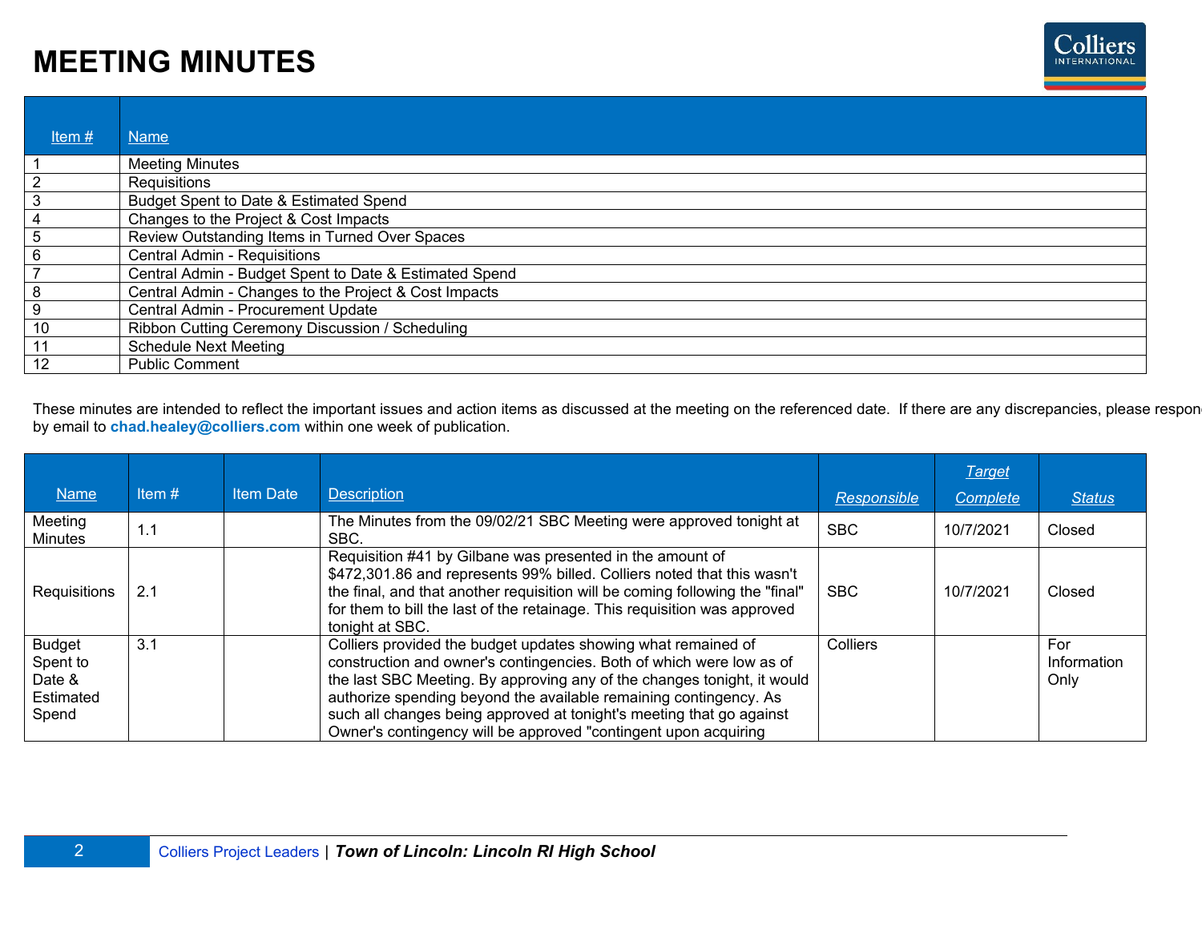# MEETING MINUTES

| Item # | Name |
| --- | --- |
| 1 | Meeting Minutes |
| 2 | Requisitions |
| 3 | Budget Spent to Date & Estimated Spend |
| 4 | Changes to the Project & Cost Impacts |
| 5 | Review Outstanding Items in Turned Over Spaces |
| 6 | Central Admin - Requisitions |
| 7 | Central Admin - Budget Spent to Date & Estimated Spend |
| 8 | Central Admin - Changes to the Project & Cost Impacts |
| 9 | Central Admin - Procurement Update |
| 10 | Ribbon Cutting Ceremony Discussion / Scheduling |
| 11 | Schedule Next Meeting |
| 12 | Public Comment |

These minutes are intended to reflect the important issues and action items as discussed at the meeting on the referenced date. If there are any discrepancies, please respond by email to **chad.healey@colliers.com** within one week of publication.

| Name | Item # | Item Date | Description | Responsible | Target Complete | Status |
| --- | --- | --- | --- | --- | --- | --- |
| Meeting Minutes | 1.1 | | The Minutes from the 09/02/21 SBC Meeting were approved tonight at SBC. | SBC | 10/7/2021 | Closed |
| Requisitions | 2.1 | | Requisition #41 by Gilbane was presented in the amount of $472,301.86 and represents 99% billed. Colliers noted that this wasn't the final, and that another requisition will be coming following the "final" for them to bill the last of the retainage. This requisition was approved tonight at SBC. | SBC | 10/7/2021 | Closed |
| Budget Spent to Date & Estimated Spend | 3.1 | | Colliers provided the budget updates showing what remained of construction and owner's contingencies. Both of which were low as of the last SBC Meeting. By approving any of the changes tonight, it would authorize spending beyond the available remaining contingency. As such all changes being approved at tonight's meeting that go against Owner's contingency will be approved "contingent upon acquiring | Colliers | | For Information Only |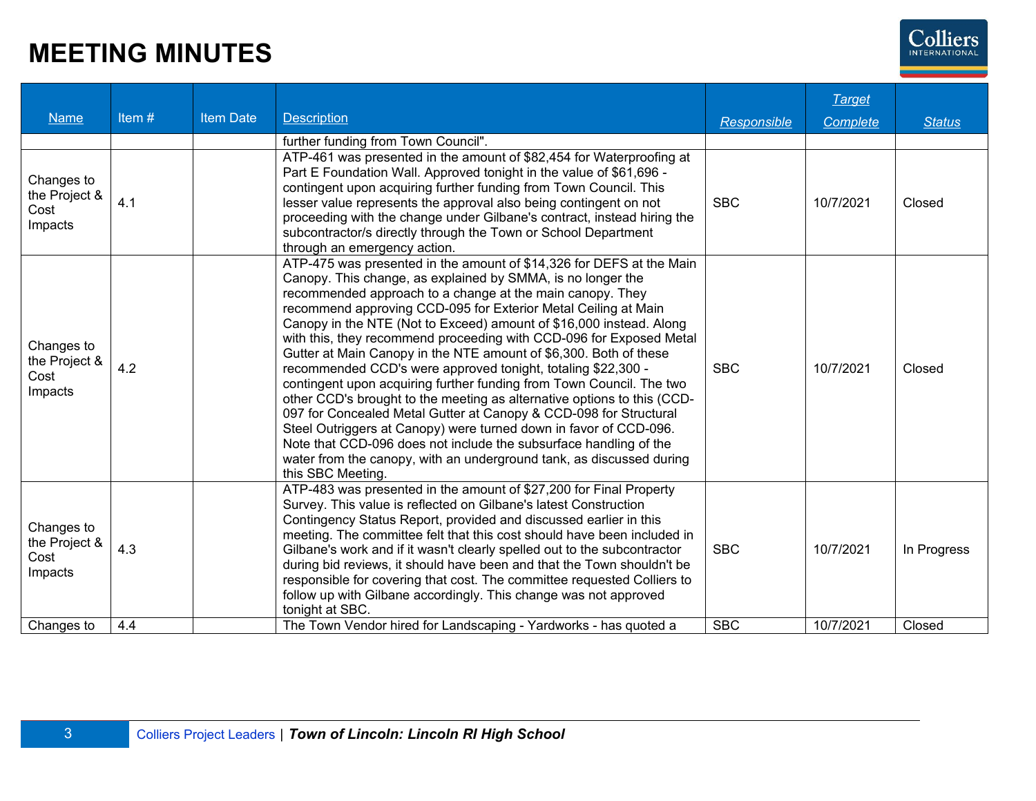# MEETING MINUTES

| Name | Item # | Item Date | Description | Responsible | Target Complete | Status |
|---|---|---|---|---|---|---|
| | | | further funding from Town Council". | | | |
| Changes to the Project & Cost Impacts | 4.1 | | ATP-461 was presented in the amount of $82,454 for Waterproofing at Part E Foundation Wall. Approved tonight in the value of $61,696 - contingent upon acquiring further funding from Town Council. This lesser value represents the approval also being contingent on not proceeding with the change under Gilbane's contract, instead hiring the subcontractor/s directly through the Town or School Department through an emergency action. | SBC | 10/7/2021 | Closed |
| Changes to the Project & Cost Impacts | 4.2 | | ATP-475 was presented in the amount of $14,326 for DEFS at the Main Canopy. This change, as explained by SMMA, is no longer the recommended approach to a change at the main canopy. They recommend approving CCD-095 for Exterior Metal Ceiling at Main Canopy in the NTE (Not to Exceed) amount of $16,000 instead. Along with this, they recommend proceeding with CCD-096 for Exposed Metal Gutter at Main Canopy in the NTE amount of $6,300. Both of these recommended CCD's were approved tonight, totaling $22,300 - contingent upon acquiring further funding from Town Council. The two other CCD's brought to the meeting as alternative options to this (CCD-097 for Concealed Metal Gutter at Canopy & CCD-098 for Structural Steel Outriggers at Canopy) were turned down in favor of CCD-096. Note that CCD-096 does not include the subsurface handling of the water from the canopy, with an underground tank, as discussed during this SBC Meeting. | SBC | 10/7/2021 | Closed |
| Changes to the Project & Cost Impacts | 4.3 | | ATP-483 was presented in the amount of $27,200 for Final Property Survey. This value is reflected on Gilbane's latest Construction Contingency Status Report, provided and discussed earlier in this meeting. The committee felt that this cost should have been included in Gilbane's work and if it wasn't clearly spelled out to the subcontractor during bid reviews, it should have been and that the Town shouldn't be responsible for covering that cost. The committee requested Colliers to follow up with Gilbane accordingly. This change was not approved tonight at SBC. | SBC | 10/7/2021 | In Progress |
| Changes to | 4.4 | | The Town Vendor hired for Landscaping - Yardworks - has quoted a | SBC | 10/7/2021 | Closed |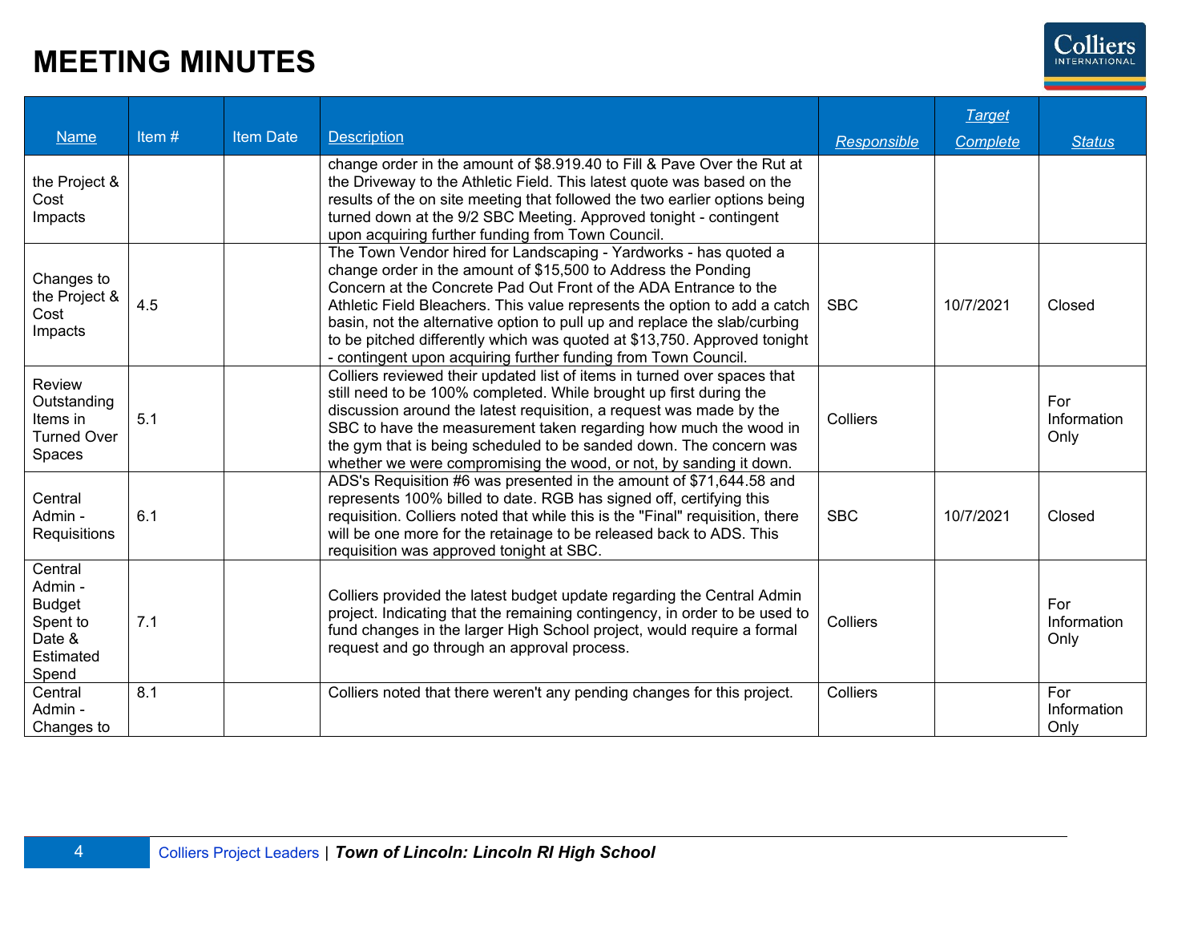# MEETING MINUTES

| Name | Item # | Item Date | Description | Responsible | Target Complete | Status |
|---|---|---|---|---|---|---|
| the Project & Cost Impacts | | | change order in the amount of $8.919.40 to Fill & Pave Over the Rut at the Driveway to the Athletic Field. This latest quote was based on the results of the on site meeting that followed the two earlier options being turned down at the 9/2 SBC Meeting. Approved tonight - contingent upon acquiring further funding from Town Council. | | | |
| Changes to the Project & Cost Impacts | 4.5 | | The Town Vendor hired for Landscaping - Yardworks - has quoted a change order in the amount of $15,500 to Address the Ponding Concern at the Concrete Pad Out Front of the ADA Entrance to the Athletic Field Bleachers. This value represents the option to add a catch basin, not the alternative option to pull up and replace the slab/curbing to be pitched differently which was quoted at $13,750. Approved tonight - contingent upon acquiring further funding from Town Council. | SBC | 10/7/2021 | Closed |
| Review Outstanding Items in Turned Over Spaces | 5.1 | | Colliers reviewed their updated list of items in turned over spaces that still need to be 100% completed. While brought up first during the discussion around the latest requisition, a request was made by the SBC to have the measurement taken regarding how much the wood in the gym that is being scheduled to be sanded down. The concern was whether we were compromising the wood, or not, by sanding it down. | Colliers | | For Information Only |
| Central Admin - Requisitions | 6.1 | | ADS's Requisition #6 was presented in the amount of $71,644.58 and represents 100% billed to date. RGB has signed off, certifying this requisition. Colliers noted that while this is the "Final" requisition, there will be one more for the retainage to be released back to ADS. This requisition was approved tonight at SBC. | SBC | 10/7/2021 | Closed |
| Central Admin - Budget Spent to Date & Estimated Spend | 7.1 | | Colliers provided the latest budget update regarding the Central Admin project. Indicating that the remaining contingency, in order to be used to fund changes in the larger High School project, would require a formal request and go through an approval process. | Colliers | | For Information Only |
| Central Admin - Changes to | 8.1 | | Colliers noted that there weren't any pending changes for this project. | Colliers | | For Information Only |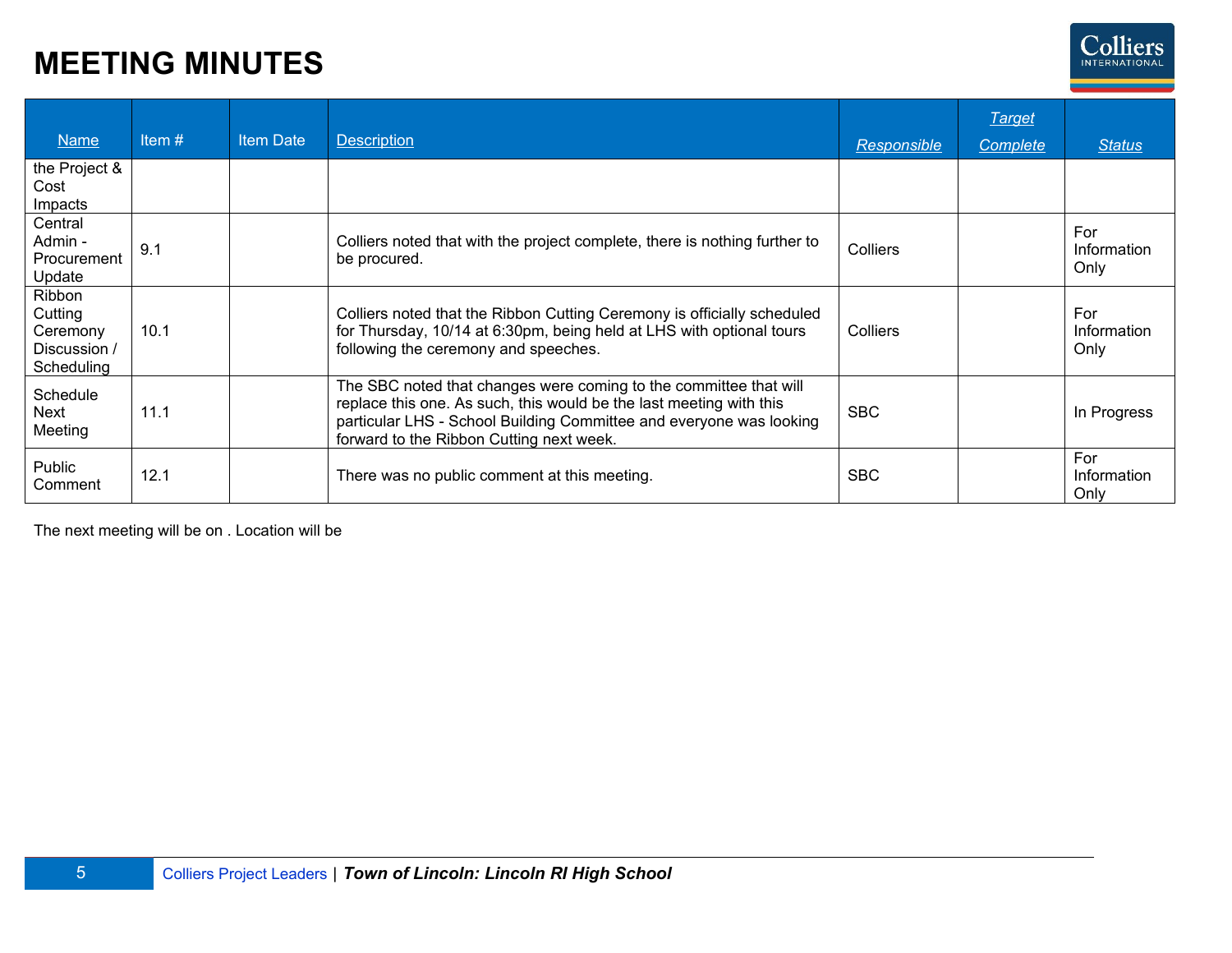# MEETING MINUTES

| Name | Item # | Item Date | Description | Responsible | Target Complete | Status |
|---|---|---|---|---|---|---|
| the Project & Cost Impacts | | | | | | |
| Central Admin - Procurement Update | 9.1 | | Colliers noted that with the project complete, there is nothing further to be procured. | Colliers | | For Information Only |
| Ribbon Cutting Ceremony Discussion / Scheduling | 10.1 | | Colliers noted that the Ribbon Cutting Ceremony is officially scheduled for Thursday, 10/14 at 6:30pm, being held at LHS with optional tours following the ceremony and speeches. | Colliers | | For Information Only |
| Schedule Next Meeting | 11.1 | | The SBC noted that changes were coming to the committee that will replace this one. As such, this would be the last meeting with this particular LHS - School Building Committee and everyone was looking forward to the Ribbon Cutting next week. | SBC | | In Progress |
| Public Comment | 12.1 | | There was no public comment at this meeting. | SBC | | For Information Only |

The next meeting will be on . Location will be